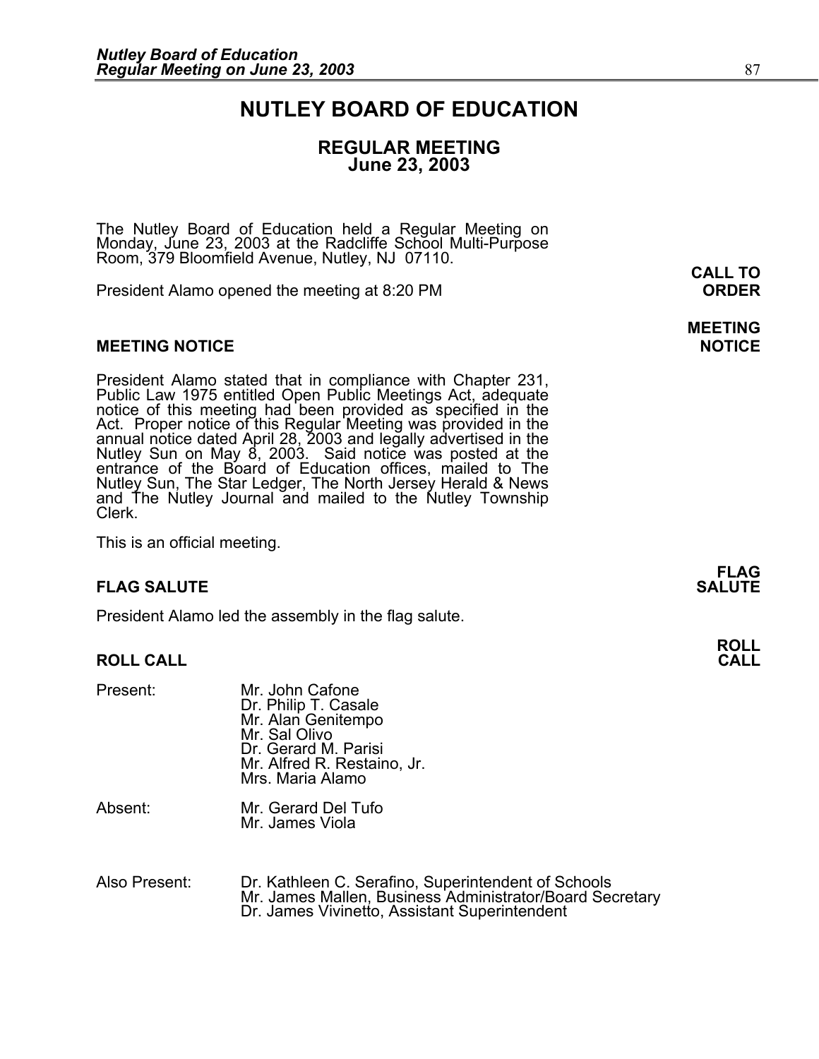# NUTLEY BOARD OF EDUCATION

## REGULAR MEETING
## June 23, 2003

The Nutley Board of Education held a Regular Meeting on Monday, June 23, 2003 at the Radcliffe School Multi-Purpose Room, 379 Bloomfield Avenue, Nutley, NJ 07110.

**CALL TO ORDER**

President Alamo opened the meeting at 8:20 PM

**MEETING NOTICE**

President Alamo stated that in compliance with Chapter 231, Public Law 1975 entitled Open Public Meetings Act, adequate notice of this meeting had been provided as specified in the Act. Proper notice of this Regular Meeting was provided in the annual notice dated April 28, 2003 and legally advertised in the Nutley Sun on May 8, 2003. Said notice was posted at the entrance of the Board of Education offices, mailed to The Nutley Sun, The Star Ledger, The North Jersey Herald & News and The Nutley Journal and mailed to the Nutley Township Clerk.

This is an official meeting.

**FLAG SALUTE**

President Alamo led the assembly in the flag salute.

**ROLL CALL**

Present:
- Mr. John Cafone
- Dr. Philip T. Casale
- Mr. Alan Genitempo
- Mr. Sal Olivo
- Dr. Gerard M. Parisi
- Mr. Alfred R. Restaino, Jr.
- Mrs. Maria Alamo

Absent:
- Mr. Gerard Del Tufo
- Mr. James Viola

Also Present:
- Dr. Kathleen C. Serafino, Superintendent of Schools
- Mr. James Mallen, Business Administrator/Board Secretary
- Dr. James Vivinetto, Assistant Superintendent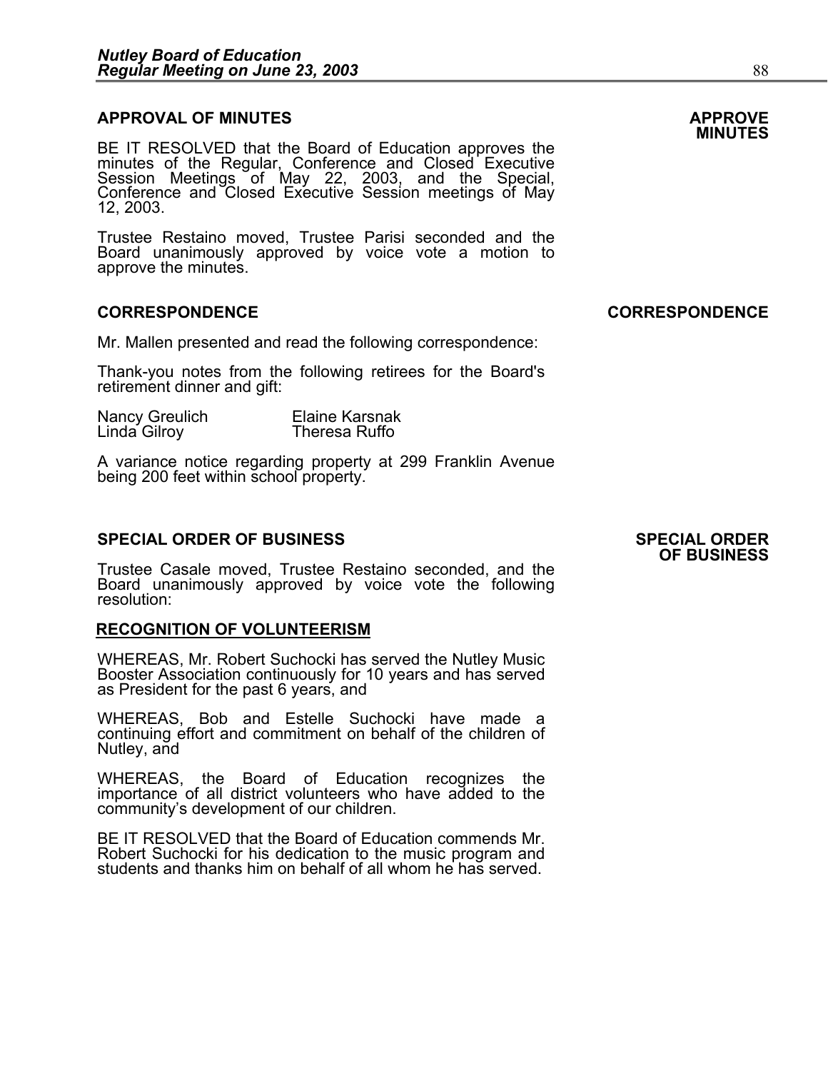## APPROVAL OF MINUTES

**APPROVE MINUTES**

BE IT RESOLVED that the Board of Education approves the minutes of the Regular, Conference and Closed Executive Session Meetings of May 22, 2003, and the Special, Conference and Closed Executive Session meetings of May 12, 2003.

Trustee Restaino moved, Trustee Parisi seconded and the Board unanimously approved by voice vote a motion to approve the minutes.

## CORRESPONDENCE

**CORRESPONDENCE**

Mr. Mallen presented and read the following correspondence:

Thank-you notes from the following retirees for the Board's retirement dinner and gift:

| | |
|---|---|
| Nancy Greulich | Elaine Karsnak |
| Linda Gilroy | Theresa Ruffo |

A variance notice regarding property at 299 Franklin Avenue being 200 feet within school property.

## SPECIAL ORDER OF BUSINESS

**SPECIAL ORDER OF BUSINESS**

Trustee Casale moved, Trustee Restaino seconded, and the Board unanimously approved by voice vote the following resolution:

### RECOGNITION OF VOLUNTEERISM

WHEREAS, Mr. Robert Suchocki has served the Nutley Music Booster Association continuously for 10 years and has served as President for the past 6 years, and

WHEREAS, Bob and Estelle Suchocki have made a continuing effort and commitment on behalf of the children of Nutley, and

WHEREAS, the Board of Education recognizes the importance of all district volunteers who have added to the community's development of our children.

BE IT RESOLVED that the Board of Education commends Mr. Robert Suchocki for his dedication to the music program and students and thanks him on behalf of all whom he has served.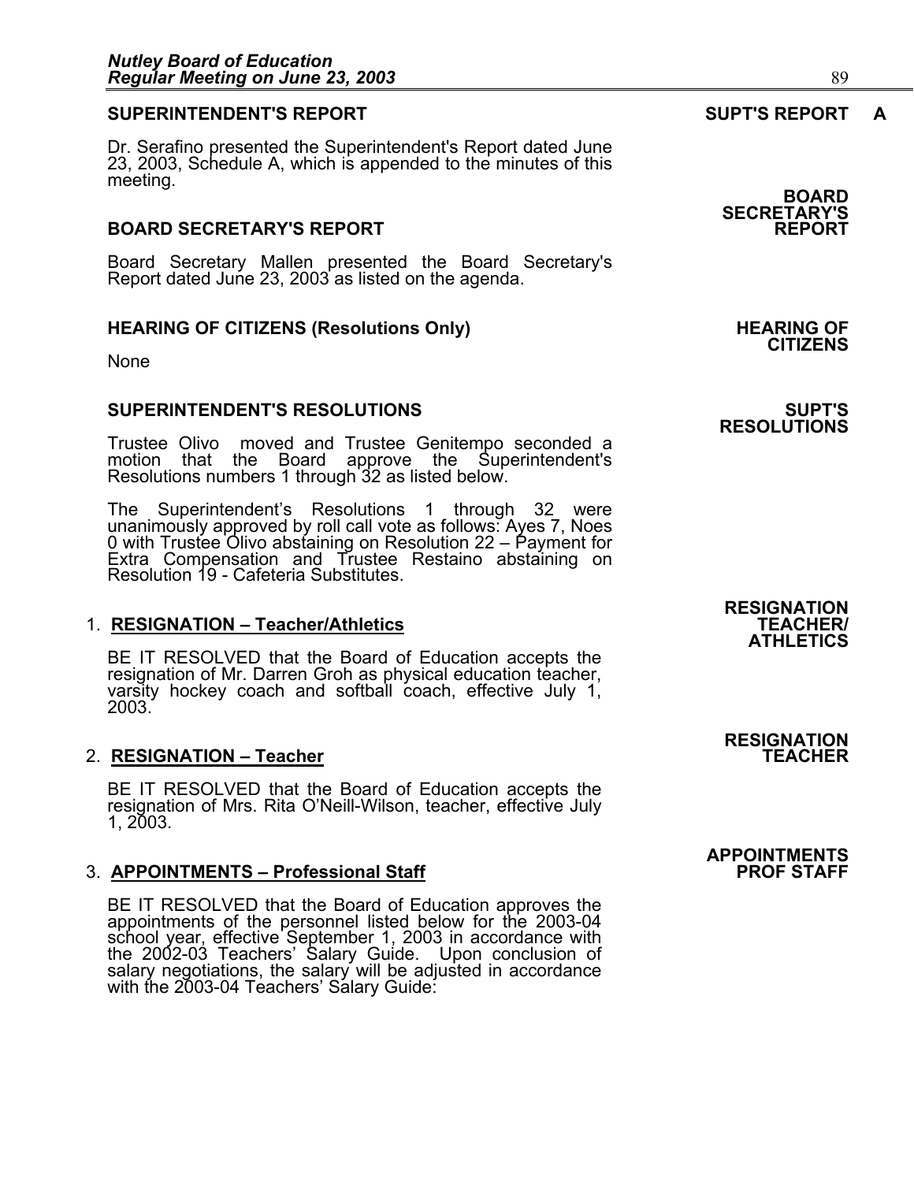## SUPERINTENDENT'S REPORT

**SUPT'S REPORT A**

Dr. Serafino presented the Superintendent's Report dated June 23, 2003, Schedule A, which is appended to the minutes of this meeting.

## BOARD SECRETARY'S REPORT

**BOARD SECRETARY'S REPORT**

Board Secretary Mallen presented the Board Secretary's Report dated June 23, 2003 as listed on the agenda.

## HEARING OF CITIZENS (Resolutions Only)

**HEARING OF CITIZENS**

None

## SUPERINTENDENT'S RESOLUTIONS

**SUPT'S RESOLUTIONS**

Trustee Olivo moved and Trustee Genitempo seconded a motion that the Board approve the Superintendent's Resolutions numbers 1 through 32 as listed below.

The Superintendent's Resolutions 1 through 32 were unanimously approved by roll call vote as follows: Ayes 7, Noes 0 with Trustee Olivo abstaining on Resolution 22 – Payment for Extra Compensation and Trustee Restaino abstaining on Resolution 19 - Cafeteria Substitutes.

1. **RESIGNATION – Teacher/Athletics**

   **RESIGNATION TEACHER/ ATHLETICS**

   BE IT RESOLVED that the Board of Education accepts the resignation of Mr. Darren Groh as physical education teacher, varsity hockey coach and softball coach, effective July 1, 2003.

2. **RESIGNATION – Teacher**

   **RESIGNATION TEACHER**

   BE IT RESOLVED that the Board of Education accepts the resignation of Mrs. Rita O'Neill-Wilson, teacher, effective July 1, 2003.

3. **APPOINTMENTS – Professional Staff**

   **APPOINTMENTS PROF STAFF**

   BE IT RESOLVED that the Board of Education approves the appointments of the personnel listed below for the 2003-04 school year, effective September 1, 2003 in accordance with the 2002-03 Teachers' Salary Guide. Upon conclusion of salary negotiations, the salary will be adjusted in accordance with the 2003-04 Teachers' Salary Guide: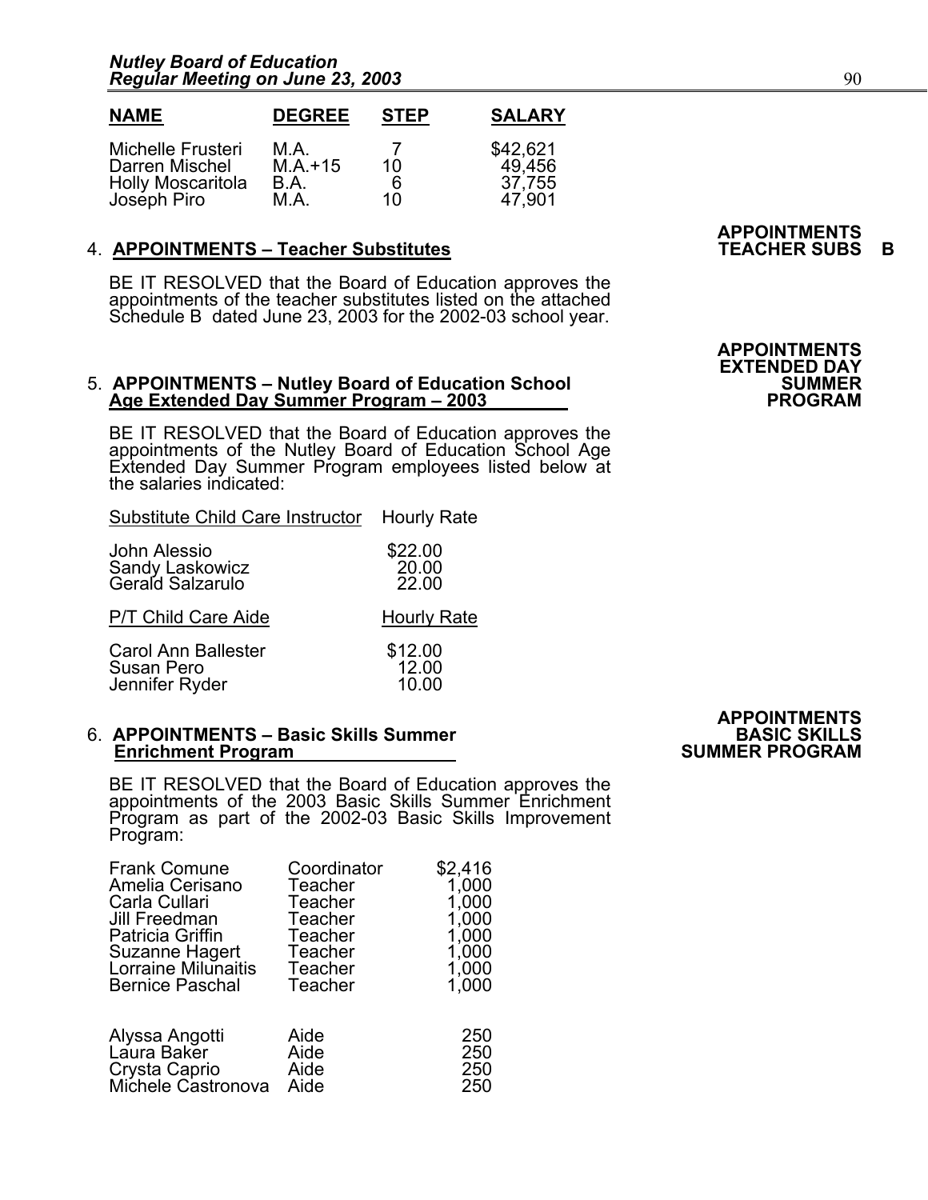| NAME | DEGREE | STEP | SALARY |
|---|---|---|---|
| Michelle Frusteri | M.A. | 7 | $42,621 |
| Darren Mischel | M.A.+15 | 10 | 49,456 |
| Holly Moscaritola | B.A. | 6 | 37,755 |
| Joseph Piro | M.A. | 10 | 47,901 |

**APPOINTMENTS TEACHER SUBS B**

4. **APPOINTMENTS – Teacher Substitutes**

BE IT RESOLVED that the Board of Education approves the appointments of the teacher substitutes listed on the attached Schedule B dated June 23, 2003 for the 2002-03 school year.

**APPOINTMENTS EXTENDED DAY SUMMER PROGRAM**

5. **APPOINTMENTS – Nutley Board of Education School Age Extended Day Summer Program – 2003**

BE IT RESOLVED that the Board of Education approves the appointments of the Nutley Board of Education School Age Extended Day Summer Program employees listed below at the salaries indicated:

| Substitute Child Care Instructor | Hourly Rate |
|---|---|
| John Alessio | $22.00 |
| Sandy Laskowicz | 20.00 |
| Gerald Salzarulo | 22.00 |

| P/T Child Care Aide | Hourly Rate |
|---|---|
| Carol Ann Ballester | $12.00 |
| Susan Pero | 12.00 |
| Jennifer Ryder | 10.00 |

**APPOINTMENTS BASIC SKILLS SUMMER PROGRAM**

6. **APPOINTMENTS – Basic Skills Summer Enrichment Program**

BE IT RESOLVED that the Board of Education approves the appointments of the 2003 Basic Skills Summer Enrichment Program as part of the 2002-03 Basic Skills Improvement Program:

| | | |
|---|---|---|
| Frank Comune | Coordinator | $2,416 |
| Amelia Cerisano | Teacher | 1,000 |
| Carla Cullari | Teacher | 1,000 |
| Jill Freedman | Teacher | 1,000 |
| Patricia Griffin | Teacher | 1,000 |
| Suzanne Hagert | Teacher | 1,000 |
| Lorraine Milunaitis | Teacher | 1,000 |
| Bernice Paschal | Teacher | 1,000 |
| Alyssa Angotti | Aide | 250 |
| Laura Baker | Aide | 250 |
| Crysta Caprio | Aide | 250 |
| Michele Castronova | Aide | 250 |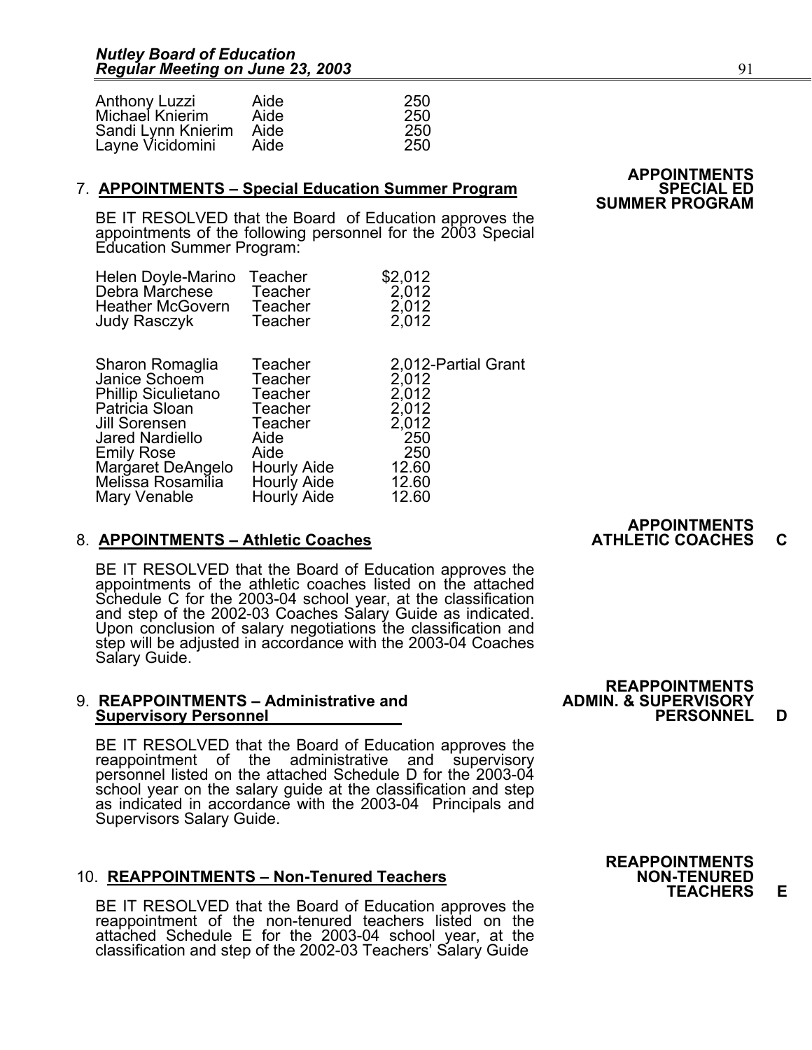| | | |
|---|---|---|
| Anthony Luzzi | Aide | 250 |
| Michael Knierim | Aide | 250 |
| Sandi Lynn Knierim | Aide | 250 |
| Layne Vicidomini | Aide | 250 |

**APPOINTMENTS SPECIAL ED SUMMER PROGRAM**

7. **APPOINTMENTS – Special Education Summer Program**

BE IT RESOLVED that the Board of Education approves the appointments of the following personnel for the 2003 Special Education Summer Program:

| | | |
|---|---|---|
| Helen Doyle-Marino | Teacher | $2,012 |
| Debra Marchese | Teacher | 2,012 |
| Heather McGovern | Teacher | 2,012 |
| Judy Rasczyk | Teacher | 2,012 |
| Sharon Romaglia | Teacher | 2,012-Partial Grant |
| Janice Schoem | Teacher | 2,012 |
| Phillip Siculietano | Teacher | 2,012 |
| Patricia Sloan | Teacher | 2,012 |
| Jill Sorensen | Teacher | 2,012 |
| Jared Nardiello | Aide | 250 |
| Emily Rose | Aide | 250 |
| Margaret DeAngelo | Hourly Aide | 12.60 |
| Melissa Rosamilia | Hourly Aide | 12.60 |
| Mary Venable | Hourly Aide | 12.60 |

**APPOINTMENTS ATHLETIC COACHES C**

8. **APPOINTMENTS – Athletic Coaches**

BE IT RESOLVED that the Board of Education approves the appointments of the athletic coaches listed on the attached Schedule C for the 2003-04 school year, at the classification and step of the 2002-03 Coaches Salary Guide as indicated. Upon conclusion of salary negotiations the classification and step will be adjusted in accordance with the 2003-04 Coaches Salary Guide.

**REAPPOINTMENTS ADMIN. & SUPERVISORY PERSONNEL D**

9. **REAPPOINTMENTS – Administrative and Supervisory Personnel**

BE IT RESOLVED that the Board of Education approves the reappointment of the administrative and supervisory personnel listed on the attached Schedule D for the 2003-04 school year on the salary guide at the classification and step as indicated in accordance with the 2003-04 Principals and Supervisors Salary Guide.

**REAPPOINTMENTS NON-TENURED TEACHERS E**

10. **REAPPOINTMENTS – Non-Tenured Teachers**

BE IT RESOLVED that the Board of Education approves the reappointment of the non-tenured teachers listed on the attached Schedule E for the 2003-04 school year, at the classification and step of the 2002-03 Teachers' Salary Guide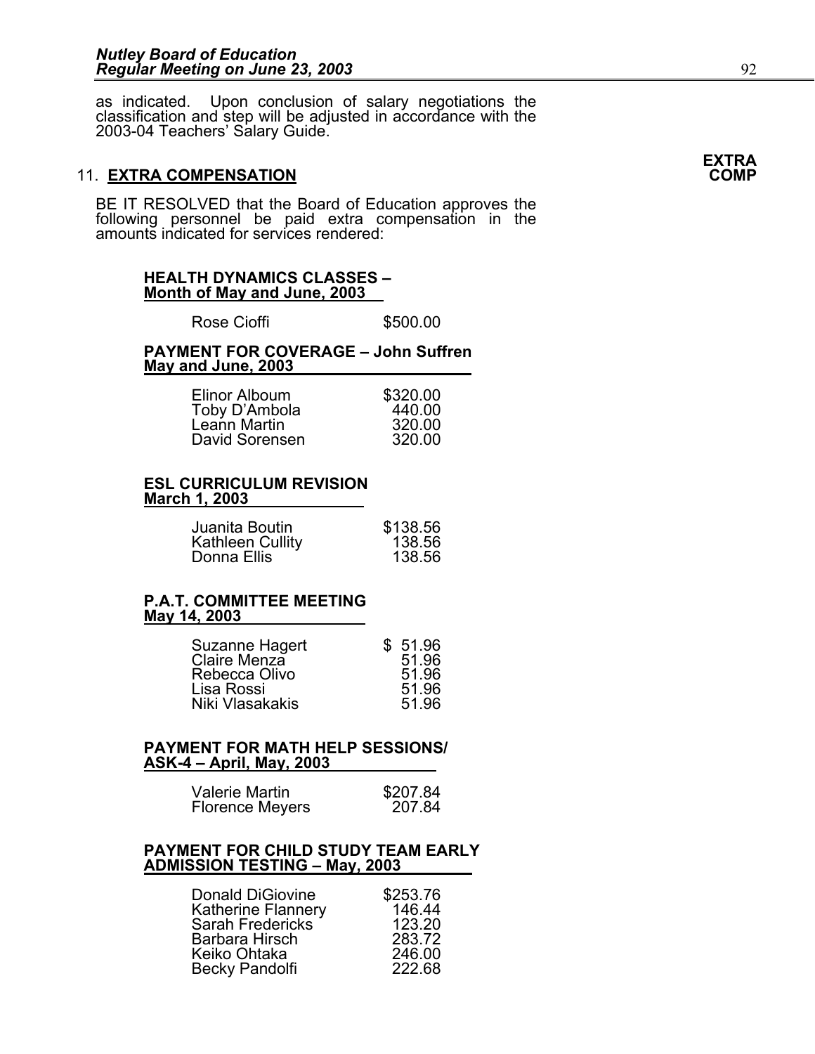as indicated. Upon conclusion of salary negotiations the classification and step will be adjusted in accordance with the 2003-04 Teachers' Salary Guide.

**EXTRA COMP**

11. **EXTRA COMPENSATION**

BE IT RESOLVED that the Board of Education approves the following personnel be paid extra compensation in the amounts indicated for services rendered:

**HEALTH DYNAMICS CLASSES – Month of May and June, 2003**

| | |
|---|---|
| Rose Cioffi | $500.00 |

**PAYMENT FOR COVERAGE – John Suffren May and June, 2003**

| | |
|---|---|
| Elinor Alboum | $320.00 |
| Toby D'Ambola | 440.00 |
| Leann Martin | 320.00 |
| David Sorensen | 320.00 |

**ESL CURRICULUM REVISION March 1, 2003**

| | |
|---|---|
| Juanita Boutin | $138.56 |
| Kathleen Cullity | 138.56 |
| Donna Ellis | 138.56 |

**P.A.T. COMMITTEE MEETING May 14, 2003**

| | |
|---|---|
| Suzanne Hagert | $ 51.96 |
| Claire Menza | 51.96 |
| Rebecca Olivo | 51.96 |
| Lisa Rossi | 51.96 |
| Niki Vlasakakis | 51.96 |

**PAYMENT FOR MATH HELP SESSIONS/ ASK-4 – April, May, 2003**

| | |
|---|---|
| Valerie Martin | $207.84 |
| Florence Meyers | 207.84 |

**PAYMENT FOR CHILD STUDY TEAM EARLY ADMISSION TESTING – May, 2003**

| | |
|---|---|
| Donald DiGiovine | $253.76 |
| Katherine Flannery | 146.44 |
| Sarah Fredericks | 123.20 |
| Barbara Hirsch | 283.72 |
| Keiko Ohtaka | 246.00 |
| Becky Pandolfi | 222.68 |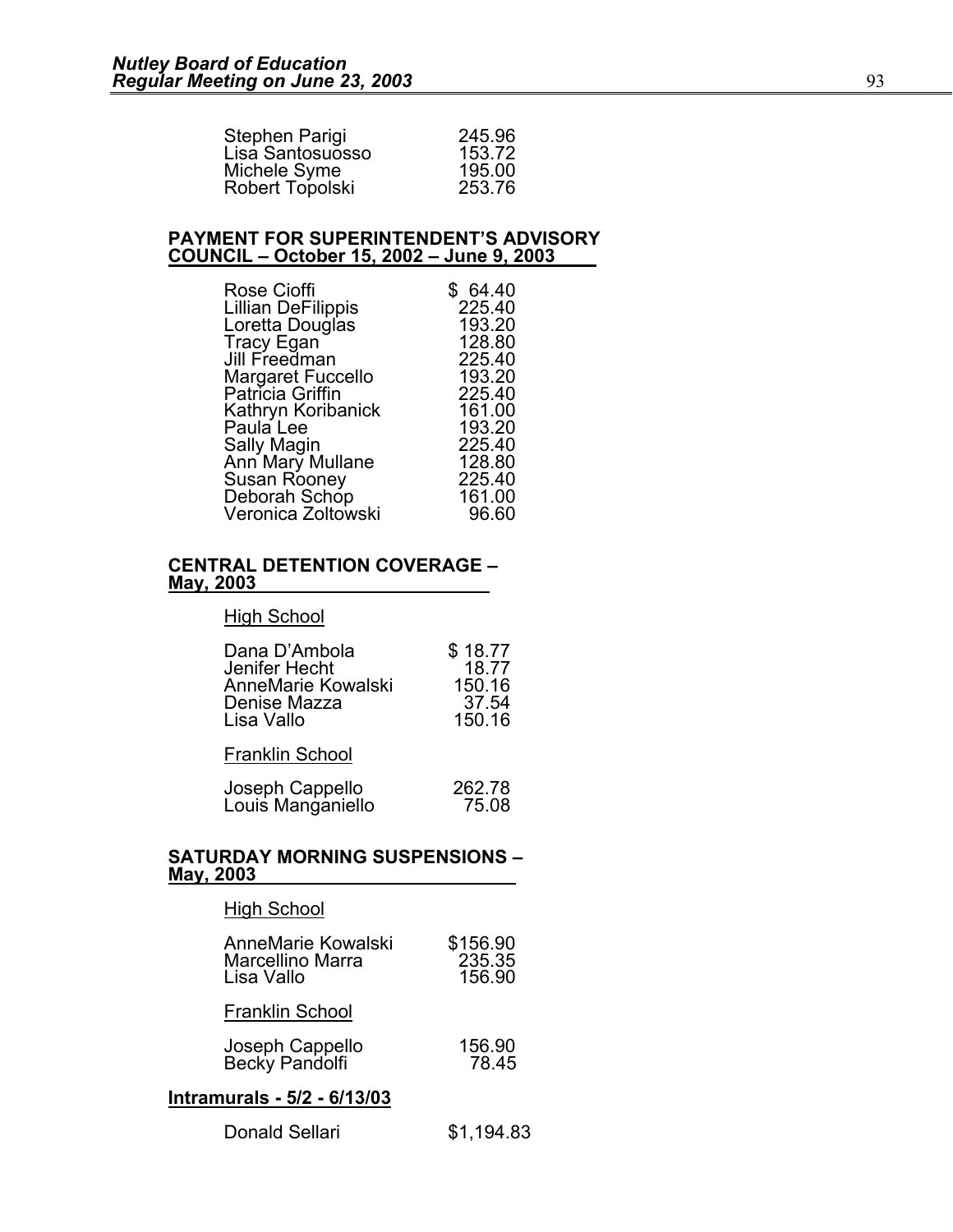| | |
|---|---|
| Stephen Parigi | 245.96 |
| Lisa Santosuosso | 153.72 |
| Michele Syme | 195.00 |
| Robert Topolski | 253.76 |

**PAYMENT FOR SUPERINTENDENT'S ADVISORY COUNCIL – October 15, 2002 – June 9, 2003**

| | |
|---|---|
| Rose Cioffi | $ 64.40 |
| Lillian DeFilippis | 225.40 |
| Loretta Douglas | 193.20 |
| Tracy Egan | 128.80 |
| Jill Freedman | 225.40 |
| Margaret Fuccello | 193.20 |
| Patricia Griffin | 225.40 |
| Kathryn Koribanick | 161.00 |
| Paula Lee | 193.20 |
| Sally Magin | 225.40 |
| Ann Mary Mullane | 128.80 |
| Susan Rooney | 225.40 |
| Deborah Schop | 161.00 |
| Veronica Zoltowski | 96.60 |

**CENTRAL DETENTION COVERAGE – May, 2003**

High School

| | |
|---|---|
| Dana D'Ambola | $ 18.77 |
| Jenifer Hecht | 18.77 |
| AnneMarie Kowalski | 150.16 |
| Denise Mazza | 37.54 |
| Lisa Vallo | 150.16 |

Franklin School

| | |
|---|---|
| Joseph Cappello | 262.78 |
| Louis Manganiello | 75.08 |

**SATURDAY MORNING SUSPENSIONS – May, 2003**

High School

| | |
|---|---|
| AnneMarie Kowalski | $156.90 |
| Marcellino Marra | 235.35 |
| Lisa Vallo | 156.90 |

Franklin School

| | |
|---|---|
| Joseph Cappello | 156.90 |
| Becky Pandolfi | 78.45 |

**Intramurals - 5/2 - 6/13/03**

| | |
|---|---|
| Donald Sellari | $1,194.83 |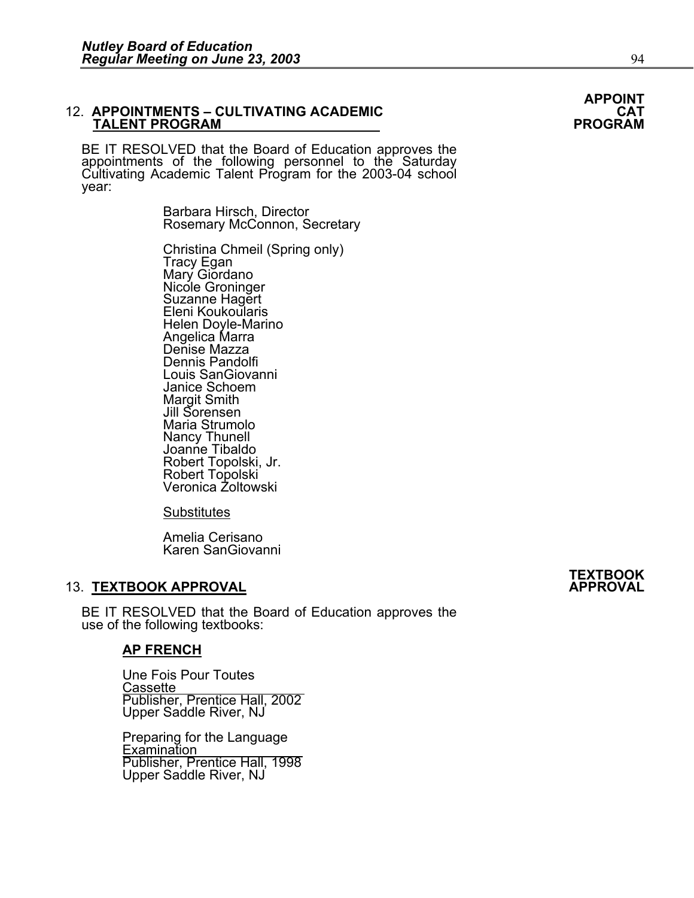**APPOINT CAT PROGRAM**

12. **APPOINTMENTS – CULTIVATING ACADEMIC TALENT PROGRAM**

BE IT RESOLVED that the Board of Education approves the appointments of the following personnel to the Saturday Cultivating Academic Talent Program for the 2003-04 school year:

Barbara Hirsch, Director
Rosemary McConnon, Secretary

Christina Chmeil (Spring only)
Tracy Egan
Mary Giordano
Nicole Groninger
Suzanne Hagert
Eleni Koukoularis
Helen Doyle-Marino
Angelica Marra
Denise Mazza
Dennis Pandolfi
Louis SanGiovanni
Janice Schoem
Margit Smith
Jill Sorensen
Maria Strumolo
Nancy Thunell
Joanne Tibaldo
Robert Topolski, Jr.
Robert Topolski
Veronica Zoltowski

Substitutes

Amelia Cerisano
Karen SanGiovanni

**TEXTBOOK APPROVAL**

13. **TEXTBOOK APPROVAL**

BE IT RESOLVED that the Board of Education approves the use of the following textbooks:

**AP FRENCH**

Une Fois Pour Toutes
Cassette
Publisher, Prentice Hall, 2002
Upper Saddle River, NJ

Preparing for the Language
Examination
Publisher, Prentice Hall, 1998
Upper Saddle River, NJ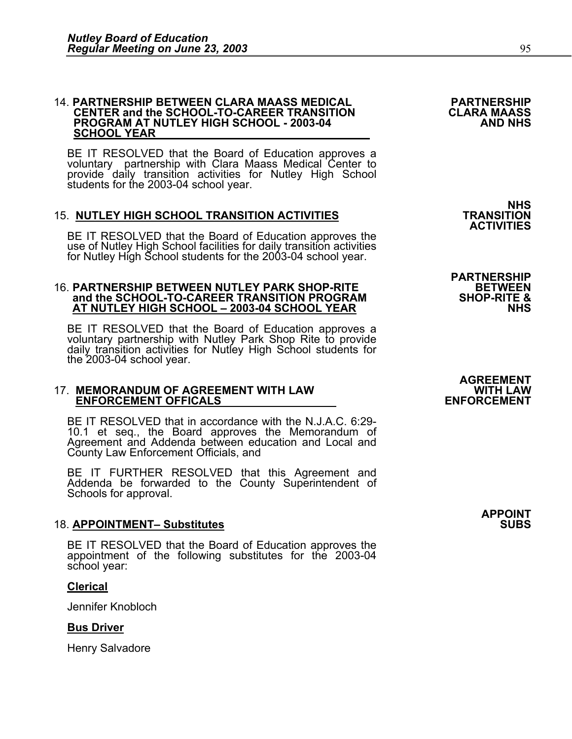14. **PARTNERSHIP BETWEEN CLARA MAASS MEDICAL CENTER and the SCHOOL-TO-CAREER TRANSITION PROGRAM AT NUTLEY HIGH SCHOOL - 2003-04 SCHOOL YEAR**

**PARTNERSHIP CLARA MAASS AND NHS**

BE IT RESOLVED that the Board of Education approves a voluntary partnership with Clara Maass Medical Center to provide daily transition activities for Nutley High School students for the 2003-04 school year.

15. **NUTLEY HIGH SCHOOL TRANSITION ACTIVITIES**

**NHS TRANSITION ACTIVITIES**

BE IT RESOLVED that the Board of Education approves the use of Nutley High School facilities for daily transition activities for Nutley High School students for the 2003-04 school year.

16. **PARTNERSHIP BETWEEN NUTLEY PARK SHOP-RITE and the SCHOOL-TO-CAREER TRANSITION PROGRAM AT NUTLEY HIGH SCHOOL – 2003-04 SCHOOL YEAR**

**PARTNERSHIP BETWEEN SHOP-RITE & NHS**

BE IT RESOLVED that the Board of Education approves a voluntary partnership with Nutley Park Shop Rite to provide daily transition activities for Nutley High School students for the 2003-04 school year.

17. **MEMORANDUM OF AGREEMENT WITH LAW ENFORCEMENT OFFICALS**

**AGREEMENT WITH LAW ENFORCEMENT**

BE IT RESOLVED that in accordance with the N.J.A.C. 6:29-10.1 et seq., the Board approves the Memorandum of Agreement and Addenda between education and Local and County Law Enforcement Officials, and

BE IT FURTHER RESOLVED that this Agreement and Addenda be forwarded to the County Superintendent of Schools for approval.

18. **APPOINTMENT– Substitutes**

**APPOINT SUBS**

BE IT RESOLVED that the Board of Education approves the appointment of the following substitutes for the 2003-04 school year:

**Clerical**

Jennifer Knobloch

**Bus Driver**

Henry Salvadore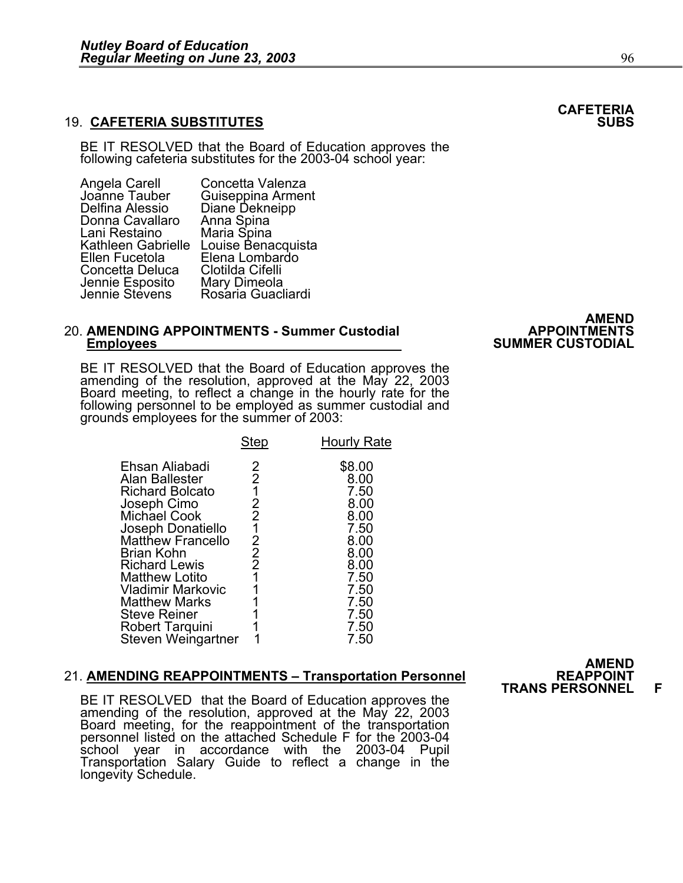## 19. CAFETERIA SUBSTITUTES

**CAFETERIA SUBS**

BE IT RESOLVED that the Board of Education approves the following cafeteria substitutes for the 2003-04 school year:

| | |
|---|---|
| Angela Carell | Concetta Valenza |
| Joanne Tauber | Guiseppina Arment |
| Delfina Alessio | Diane Dekneipp |
| Donna Cavallaro | Anna Spina |
| Lani Restaino | Maria Spina |
| Kathleen Gabrielle | Louise Benacquista |
| Ellen Fucetola | Elena Lombardo |
| Concetta Deluca | Clotilda Cifelli |
| Jennie Esposito | Mary Dimeola |
| Jennie Stevens | Rosaria Guacliardi |

## 20. AMENDING APPOINTMENTS - Summer Custodial Employees

**AMEND APPOINTMENTS SUMMER CUSTODIAL**

BE IT RESOLVED that the Board of Education approves the amending of the resolution, approved at the May 22, 2003 Board meeting, to reflect a change in the hourly rate for the following personnel to be employed as summer custodial and grounds employees for the summer of 2003:

| | Step | Hourly Rate |
|---|---|---|
| Ehsan Aliabadi | 2 | $8.00 |
| Alan Ballester | 2 | 8.00 |
| Richard Bolcato | 1 | 7.50 |
| Joseph Cimo | 2 | 8.00 |
| Michael Cook | 2 | 8.00 |
| Joseph Donatiello | 1 | 7.50 |
| Matthew Francello | 2 | 8.00 |
| Brian Kohn | 2 | 8.00 |
| Richard Lewis | 2 | 8.00 |
| Matthew Lotito | 1 | 7.50 |
| Vladimir Markovic | 1 | 7.50 |
| Matthew Marks | 1 | 7.50 |
| Steve Reiner | 1 | 7.50 |
| Robert Tarquini | 1 | 7.50 |
| Steven Weingartner | 1 | 7.50 |

## 21. AMENDING REAPPOINTMENTS – Transportation Personnel

**AMEND REAPPOINT TRANS PERSONNEL F**

BE IT RESOLVED that the Board of Education approves the amending of the resolution, approved at the May 22, 2003 Board meeting, for the reappointment of the transportation personnel listed on the attached Schedule F for the 2003-04 school year in accordance with the 2003-04 Pupil Transportation Salary Guide to reflect a change in the longevity Schedule.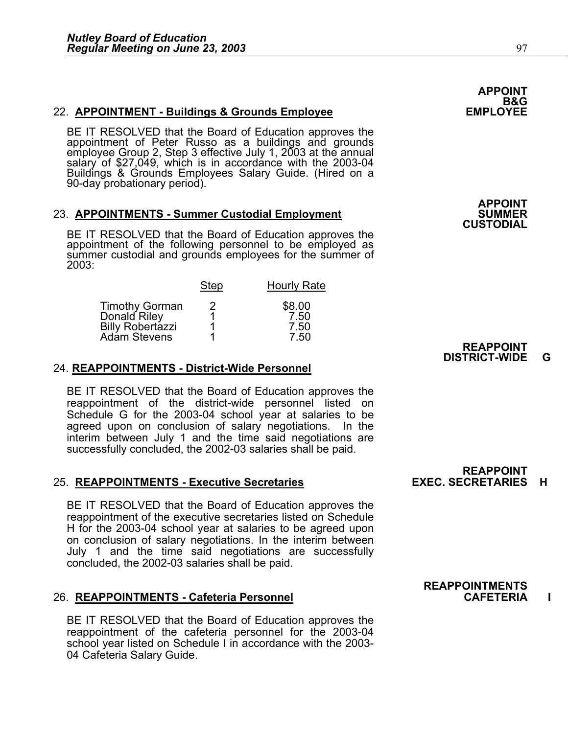**APPOINT B&G EMPLOYEE**

22. **APPOINTMENT - Buildings & Grounds Employee**

BE IT RESOLVED that the Board of Education approves the appointment of Peter Russo as a buildings and grounds employee Group 2, Step 3 effective July 1, 2003 at the annual salary of $27,049, which is in accordance with the 2003-04 Buildings & Grounds Employees Salary Guide. (Hired on a 90-day probationary period).

**APPOINT SUMMER CUSTODIAL**

23. **APPOINTMENTS - Summer Custodial Employment**

BE IT RESOLVED that the Board of Education approves the appointment of the following personnel to be employed as summer custodial and grounds employees for the summer of 2003:

| | Step | Hourly Rate |
|---|---|---|
| Timothy Gorman | 2 | $8.00 |
| Donald Riley | 1 | 7.50 |
| Billy Robertazzi | 1 | 7.50 |
| Adam Stevens | 1 | 7.50 |

**REAPPOINT DISTRICT-WIDE G**

24. **REAPPOINTMENTS - District-Wide Personnel**

BE IT RESOLVED that the Board of Education approves the reappointment of the district-wide personnel listed on Schedule G for the 2003-04 school year at salaries to be agreed upon on conclusion of salary negotiations. In the interim between July 1 and the time said negotiations are successfully concluded, the 2002-03 salaries shall be paid.

**REAPPOINT EXEC. SECRETARIES H**

25. **REAPPOINTMENTS - Executive Secretaries**

BE IT RESOLVED that the Board of Education approves the reappointment of the executive secretaries listed on Schedule H for the 2003-04 school year at salaries to be agreed upon on conclusion of salary negotiations. In the interim between July 1 and the time said negotiations are successfully concluded, the 2002-03 salaries shall be paid.

**REAPPOINTMENTS CAFETERIA I**

26. **REAPPOINTMENTS - Cafeteria Personnel**

BE IT RESOLVED that the Board of Education approves the reappointment of the cafeteria personnel for the 2003-04 school year listed on Schedule I in accordance with the 2003-04 Cafeteria Salary Guide.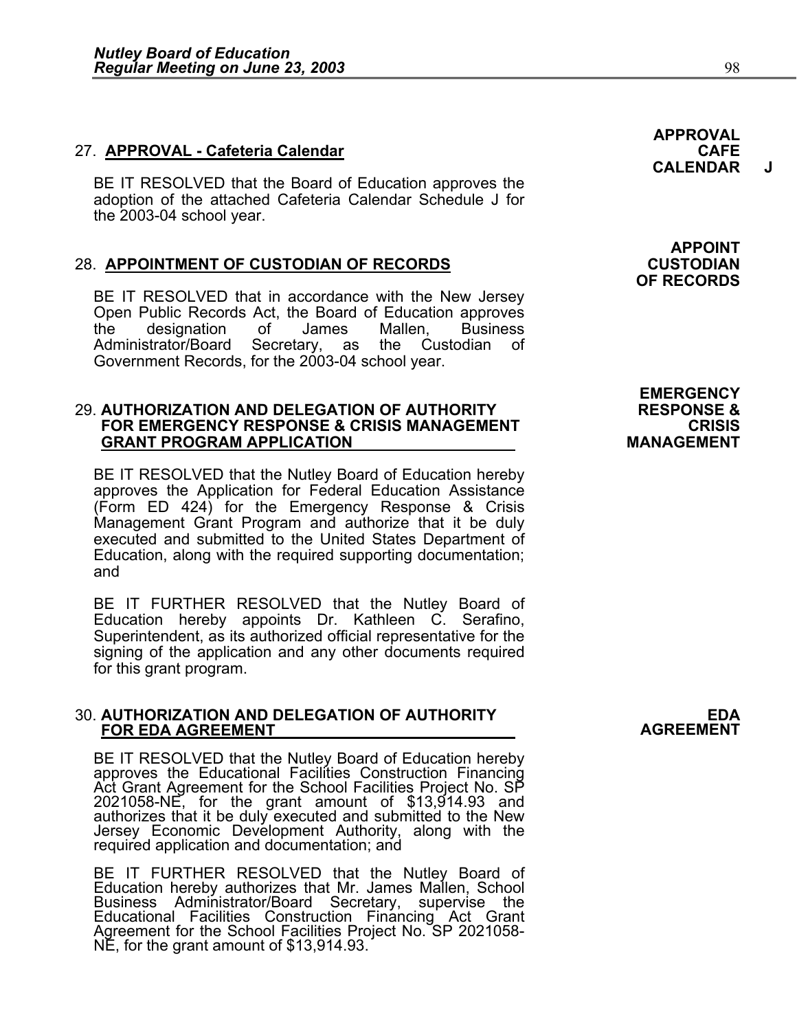## 27. **APPROVAL - Cafeteria Calendar**

**APPROVAL CAFE CALENDAR J**

BE IT RESOLVED that the Board of Education approves the adoption of the attached Cafeteria Calendar Schedule J for the 2003-04 school year.

## 28. **APPOINTMENT OF CUSTODIAN OF RECORDS**

**APPOINT CUSTODIAN OF RECORDS**

BE IT RESOLVED that in accordance with the New Jersey Open Public Records Act, the Board of Education approves the designation of James Mallen, Business Administrator/Board Secretary, as the Custodian of Government Records, for the 2003-04 school year.

## 29. **AUTHORIZATION AND DELEGATION OF AUTHORITY FOR EMERGENCY RESPONSE & CRISIS MANAGEMENT GRANT PROGRAM APPLICATION**

**EMERGENCY RESPONSE & CRISIS MANAGEMENT**

BE IT RESOLVED that the Nutley Board of Education hereby approves the Application for Federal Education Assistance (Form ED 424) for the Emergency Response & Crisis Management Grant Program and authorize that it be duly executed and submitted to the United States Department of Education, along with the required supporting documentation; and

BE IT FURTHER RESOLVED that the Nutley Board of Education hereby appoints Dr. Kathleen C. Serafino, Superintendent, as its authorized official representative for the signing of the application and any other documents required for this grant program.

## 30. **AUTHORIZATION AND DELEGATION OF AUTHORITY FOR EDA AGREEMENT**

**EDA AGREEMENT**

BE IT RESOLVED that the Nutley Board of Education hereby approves the Educational Facilities Construction Financing Act Grant Agreement for the School Facilities Project No. SP 2021058-NE, for the grant amount of $13,914.93 and authorizes that it be duly executed and submitted to the New Jersey Economic Development Authority, along with the required application and documentation; and

BE IT FURTHER RESOLVED that the Nutley Board of Education hereby authorizes that Mr. James Mallen, School Business Administrator/Board Secretary, supervise the Educational Facilities Construction Financing Act Grant Agreement for the School Facilities Project No. SP 2021058-NE, for the grant amount of $13,914.93.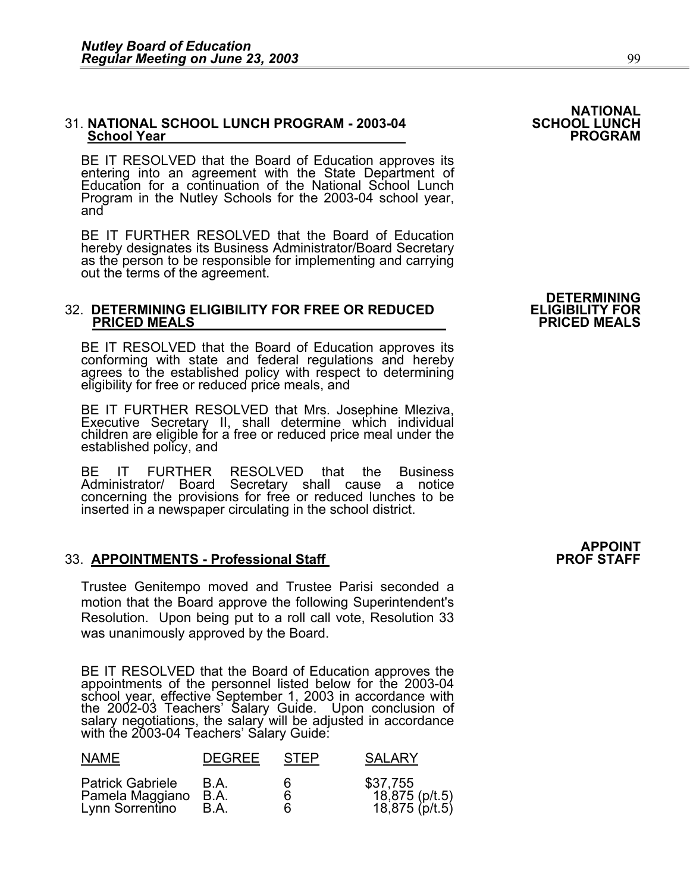**NATIONAL SCHOOL LUNCH PROGRAM**

31. **NATIONAL SCHOOL LUNCH PROGRAM - 2003-04 School Year**

BE IT RESOLVED that the Board of Education approves its entering into an agreement with the State Department of Education for a continuation of the National School Lunch Program in the Nutley Schools for the 2003-04 school year, and

BE IT FURTHER RESOLVED that the Board of Education hereby designates its Business Administrator/Board Secretary as the person to be responsible for implementing and carrying out the terms of the agreement.

**DETERMINING ELIGIBILITY FOR PRICED MEALS**

32. **DETERMINING ELIGIBILITY FOR FREE OR REDUCED PRICED MEALS**

BE IT RESOLVED that the Board of Education approves its conforming with state and federal regulations and hereby agrees to the established policy with respect to determining eligibility for free or reduced price meals, and

BE IT FURTHER RESOLVED that Mrs. Josephine Mleziva, Executive Secretary II, shall determine which individual children are eligible for a free or reduced price meal under the established policy, and

BE IT FURTHER RESOLVED that the Business Administrator/ Board Secretary shall cause a notice concerning the provisions for free or reduced lunches to be inserted in a newspaper circulating in the school district.

**APPOINT PROF STAFF**

33. **APPOINTMENTS - Professional Staff**

Trustee Genitempo moved and Trustee Parisi seconded a motion that the Board approve the following Superintendent's Resolution. Upon being put to a roll call vote, Resolution 33 was unanimously approved by the Board.

BE IT RESOLVED that the Board of Education approves the appointments of the personnel listed below for the 2003-04 school year, effective September 1, 2003 in accordance with the 2002-03 Teachers' Salary Guide. Upon conclusion of salary negotiations, the salary will be adjusted in accordance with the 2003-04 Teachers' Salary Guide:

| NAME | DEGREE | STEP | SALARY |
|---|---|---|---|
| Patrick Gabriele | B.A. | 6 | $37,755 |
| Pamela Maggiano | B.A. | 6 | 18,875 (p/t.5) |
| Lynn Sorrentino | B.A. | 6 | 18,875 (p/t.5) |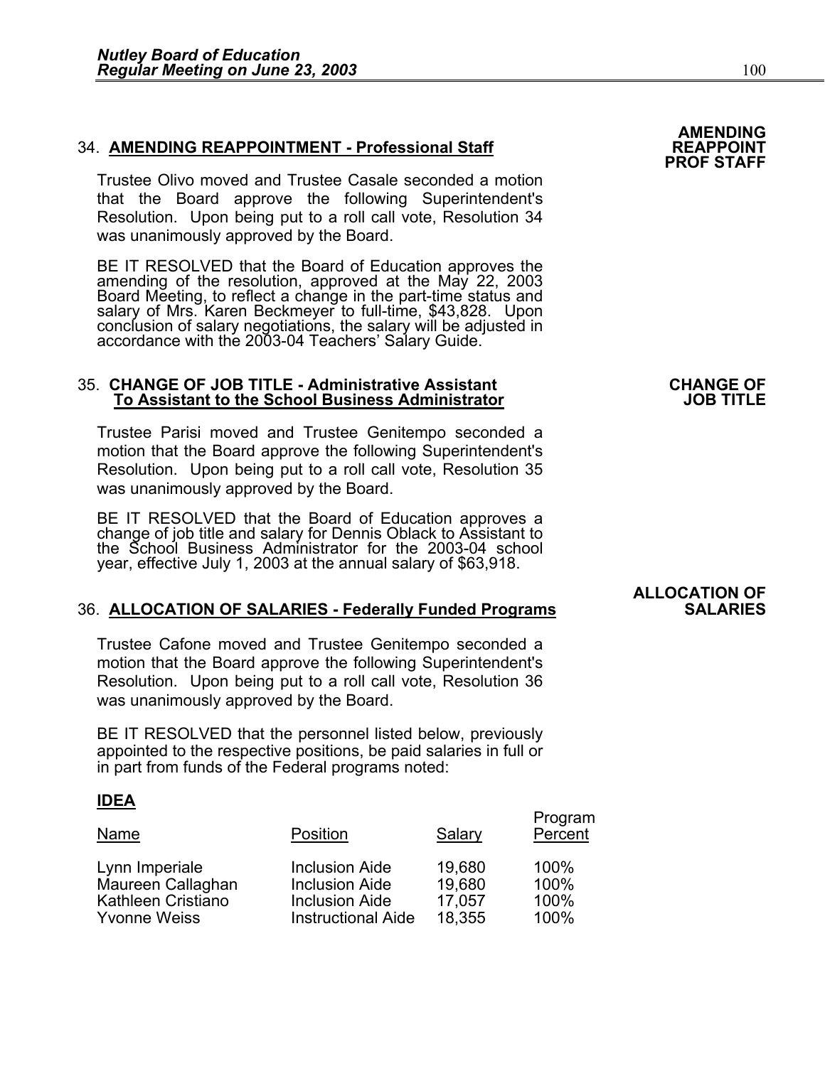**AMENDING REAPPOINT PROF STAFF**

34. **AMENDING REAPPOINTMENT - Professional Staff**

Trustee Olivo moved and Trustee Casale seconded a motion that the Board approve the following Superintendent's Resolution. Upon being put to a roll call vote, Resolution 34 was unanimously approved by the Board.

BE IT RESOLVED that the Board of Education approves the amending of the resolution, approved at the May 22, 2003 Board Meeting, to reflect a change in the part-time status and salary of Mrs. Karen Beckmeyer to full-time, $43,828. Upon conclusion of salary negotiations, the salary will be adjusted in accordance with the 2003-04 Teachers' Salary Guide.

**CHANGE OF JOB TITLE**

35. **CHANGE OF JOB TITLE - Administrative Assistant To Assistant to the School Business Administrator**

Trustee Parisi moved and Trustee Genitempo seconded a motion that the Board approve the following Superintendent's Resolution. Upon being put to a roll call vote, Resolution 35 was unanimously approved by the Board.

BE IT RESOLVED that the Board of Education approves a change of job title and salary for Dennis Oblack to Assistant to the School Business Administrator for the 2003-04 school year, effective July 1, 2003 at the annual salary of $63,918.

**ALLOCATION OF SALARIES**

36. **ALLOCATION OF SALARIES - Federally Funded Programs**

Trustee Cafone moved and Trustee Genitempo seconded a motion that the Board approve the following Superintendent's Resolution. Upon being put to a roll call vote, Resolution 36 was unanimously approved by the Board.

BE IT RESOLVED that the personnel listed below, previously appointed to the respective positions, be paid salaries in full or in part from funds of the Federal programs noted:

**IDEA**

| Name | Position | Salary | Program Percent |
|---|---|---|---|
| Lynn Imperiale | Inclusion Aide | 19,680 | 100% |
| Maureen Callaghan | Inclusion Aide | 19,680 | 100% |
| Kathleen Cristiano | Inclusion Aide | 17,057 | 100% |
| Yvonne Weiss | Instructional Aide | 18,355 | 100% |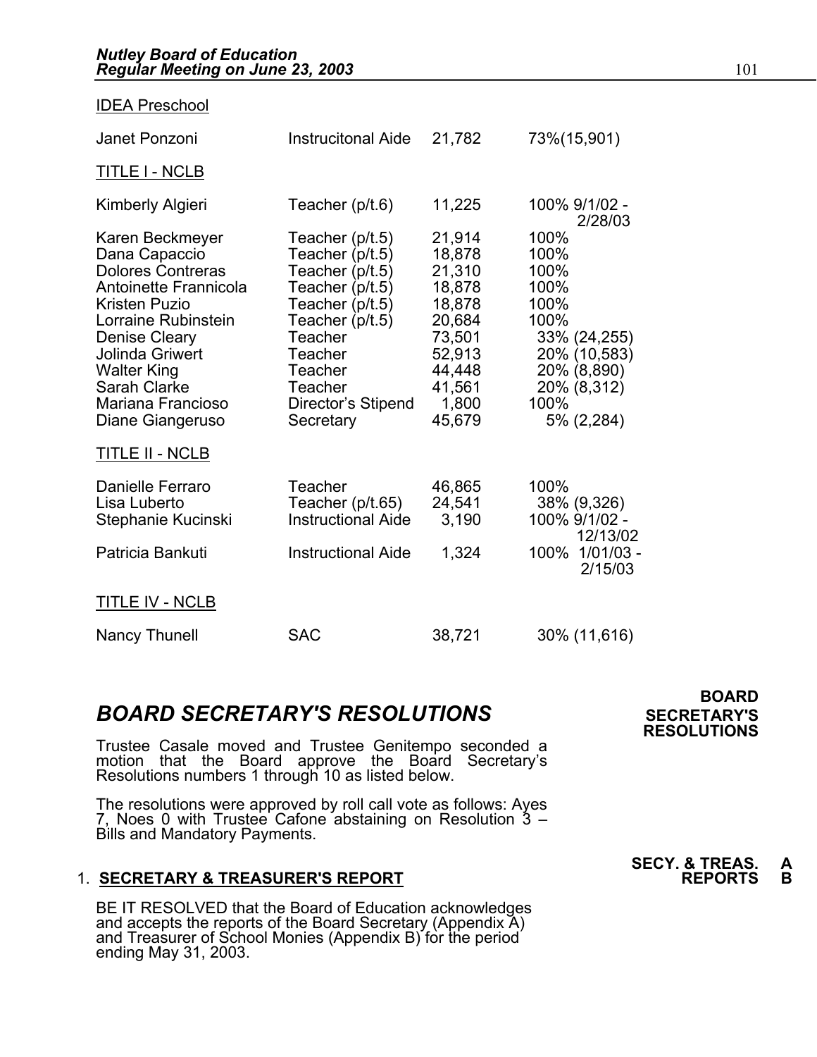IDEA Preschool

| | | | |
|---|---|---|---|
| Janet Ponzoni | Instrucitonal Aide | 21,782 | 73%(15,901) |

TITLE I - NCLB

| | | | |
|---|---|---|---|
| Kimberly Algieri | Teacher (p/t.6) | 11,225 | 100% 9/1/02 - 2/28/03 |
| Karen Beckmeyer | Teacher (p/t.5) | 21,914 | 100% |
| Dana Capaccio | Teacher (p/t.5) | 18,878 | 100% |
| Dolores Contreras | Teacher (p/t.5) | 21,310 | 100% |
| Antoinette Frannicola | Teacher (p/t.5) | 18,878 | 100% |
| Kristen Puzio | Teacher (p/t.5) | 18,878 | 100% |
| Lorraine Rubinstein | Teacher (p/t.5) | 20,684 | 100% |
| Denise Cleary | Teacher | 73,501 | 33% (24,255) |
| Jolinda Griwert | Teacher | 52,913 | 20% (10,583) |
| Walter King | Teacher | 44,448 | 20% (8,890) |
| Sarah Clarke | Teacher | 41,561 | 20% (8,312) |
| Mariana Francioso | Director's Stipend | 1,800 | 100% |
| Diane Giangeruso | Secretary | 45,679 | 5% (2,284) |

TITLE II - NCLB

| | | | |
|---|---|---|---|
| Danielle Ferraro | Teacher | 46,865 | 100% |
| Lisa Luberto | Teacher (p/t.65) | 24,541 | 38% (9,326) |
| Stephanie Kucinski | Instructional Aide | 3,190 | 100% 9/1/02 - 12/13/02 |
| Patricia Bankuti | Instructional Aide | 1,324 | 100% 1/01/03 - 2/15/03 |

TITLE IV - NCLB

| | | | |
|---|---|---|---|
| Nancy Thunell | SAC | 38,721 | 30% (11,616) |

## *BOARD SECRETARY'S RESOLUTIONS*

**BOARD SECRETARY'S RESOLUTIONS**

Trustee Casale moved and Trustee Genitempo seconded a motion that the Board approve the Board Secretary's Resolutions numbers 1 through 10 as listed below.

The resolutions were approved by roll call vote as follows: Ayes 7, Noes 0 with Trustee Cafone abstaining on Resolution 3 – Bills and Mandatory Payments.

**SECY. & TREAS. REPORTS A B**

1. **SECRETARY & TREASURER'S REPORT**

BE IT RESOLVED that the Board of Education acknowledges and accepts the reports of the Board Secretary (Appendix A) and Treasurer of School Monies (Appendix B) for the period ending May 31, 2003.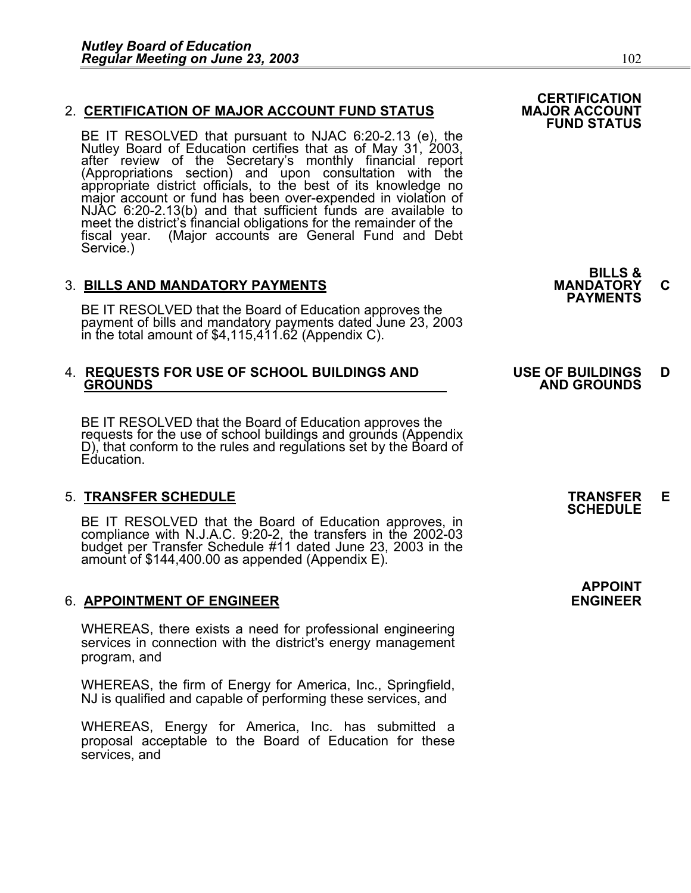2. **CERTIFICATION OF MAJOR ACCOUNT FUND STATUS**

**CERTIFICATION MAJOR ACCOUNT FUND STATUS**

BE IT RESOLVED that pursuant to NJAC 6:20-2.13 (e), the Nutley Board of Education certifies that as of May 31, 2003, after review of the Secretary's monthly financial report (Appropriations section) and upon consultation with the appropriate district officials, to the best of its knowledge no major account or fund has been over-expended in violation of NJAC 6:20-2.13(b) and that sufficient funds are available to meet the district's financial obligations for the remainder of the fiscal year. (Major accounts are General Fund and Debt Service.)

3. **BILLS AND MANDATORY PAYMENTS**

**BILLS & MANDATORY PAYMENTS** **C**

BE IT RESOLVED that the Board of Education approves the payment of bills and mandatory payments dated June 23, 2003 in the total amount of $4,115,411.62 (Appendix C).

4. **REQUESTS FOR USE OF SCHOOL BUILDINGS AND GROUNDS**

**USE OF BUILDINGS AND GROUNDS** **D**

BE IT RESOLVED that the Board of Education approves the requests for the use of school buildings and grounds (Appendix D), that conform to the rules and regulations set by the Board of Education.

5. **TRANSFER SCHEDULE**

**TRANSFER SCHEDULE** **E**

BE IT RESOLVED that the Board of Education approves, in compliance with N.J.A.C. 9:20-2, the transfers in the 2002-03 budget per Transfer Schedule #11 dated June 23, 2003 in the amount of $144,400.00 as appended (Appendix E).

6. **APPOINTMENT OF ENGINEER**

**APPOINT ENGINEER**

WHEREAS, there exists a need for professional engineering services in connection with the district's energy management program, and

WHEREAS, the firm of Energy for America, Inc., Springfield, NJ is qualified and capable of performing these services, and

WHEREAS, Energy for America, Inc. has submitted a proposal acceptable to the Board of Education for these services, and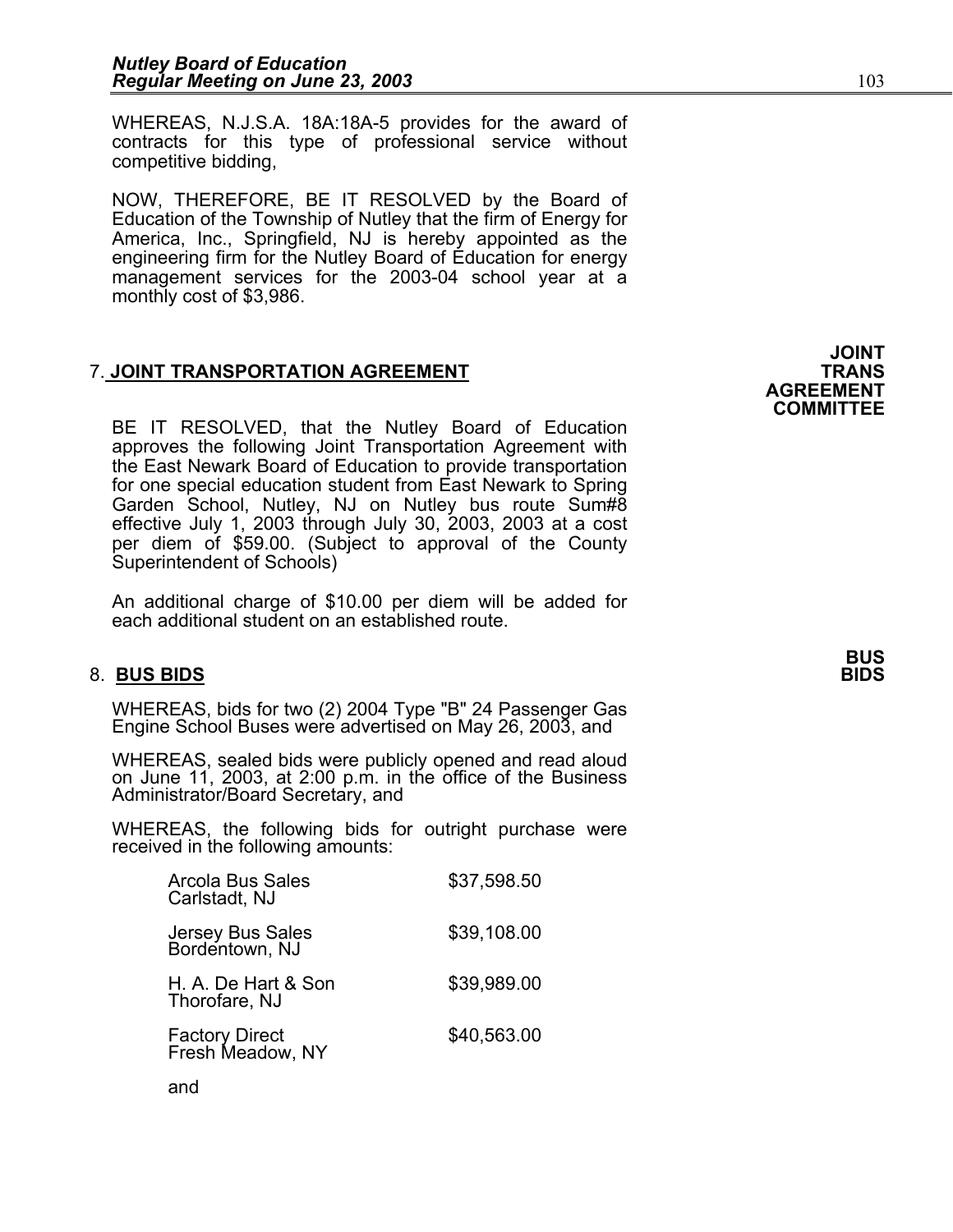WHEREAS, N.J.S.A. 18A:18A-5 provides for the award of contracts for this type of professional service without competitive bidding,

NOW, THEREFORE, BE IT RESOLVED by the Board of Education of the Township of Nutley that the firm of Energy for America, Inc., Springfield, NJ is hereby appointed as the engineering firm for the Nutley Board of Education for energy management services for the 2003-04 school year at a monthly cost of $3,986.

**JOINT TRANS AGREEMENT COMMITTEE**

7. **JOINT TRANSPORTATION AGREEMENT**

BE IT RESOLVED, that the Nutley Board of Education approves the following Joint Transportation Agreement with the East Newark Board of Education to provide transportation for one special education student from East Newark to Spring Garden School, Nutley, NJ on Nutley bus route Sum#8 effective July 1, 2003 through July 30, 2003, 2003 at a cost per diem of $59.00. (Subject to approval of the County Superintendent of Schools)

An additional charge of $10.00 per diem will be added for each additional student on an established route.

**BUS BIDS**

8. **BUS BIDS**

WHEREAS, bids for two (2) 2004 Type "B" 24 Passenger Gas Engine School Buses were advertised on May 26, 2003, and

WHEREAS, sealed bids were publicly opened and read aloud on June 11, 2003, at 2:00 p.m. in the office of the Business Administrator/Board Secretary, and

WHEREAS, the following bids for outright purchase were received in the following amounts:

| Bidder | Amount |
|---|---|
| Arcola Bus Sales<br>Carlstadt, NJ | $37,598.50 |
| Jersey Bus Sales<br>Bordentown, NJ | $39,108.00 |
| H. A. De Hart & Son<br>Thorofare, NJ | $39,989.00 |
| Factory Direct<br>Fresh Meadow, NY | $40,563.00 |

and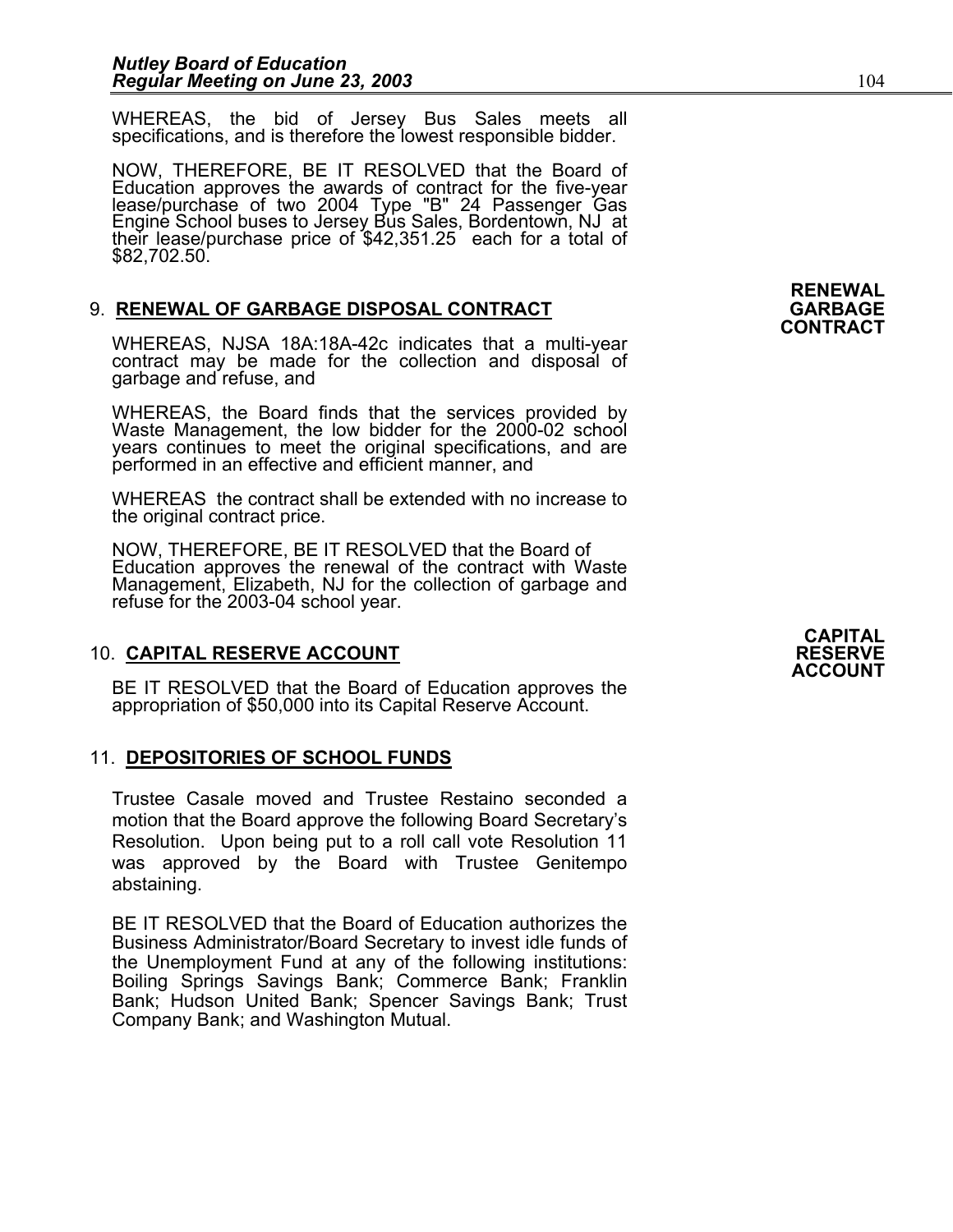WHEREAS, the bid of Jersey Bus Sales meets all specifications, and is therefore the lowest responsible bidder.

NOW, THEREFORE, BE IT RESOLVED that the Board of Education approves the awards of contract for the five-year lease/purchase of two 2004 Type "B" 24 Passenger Gas Engine School buses to Jersey Bus Sales, Bordentown, NJ at their lease/purchase price of $42,351.25 each for a total of $82,702.50.

**RENEWAL GARBAGE CONTRACT**

9. **RENEWAL OF GARBAGE DISPOSAL CONTRACT**

WHEREAS, NJSA 18A:18A-42c indicates that a multi-year contract may be made for the collection and disposal of garbage and refuse, and

WHEREAS, the Board finds that the services provided by Waste Management, the low bidder for the 2000-02 school years continues to meet the original specifications, and are performed in an effective and efficient manner, and

WHEREAS the contract shall be extended with no increase to the original contract price.

NOW, THEREFORE, BE IT RESOLVED that the Board of Education approves the renewal of the contract with Waste Management, Elizabeth, NJ for the collection of garbage and refuse for the 2003-04 school year.

**CAPITAL RESERVE ACCOUNT**

10. **CAPITAL RESERVE ACCOUNT**

BE IT RESOLVED that the Board of Education approves the appropriation of $50,000 into its Capital Reserve Account.

11. **DEPOSITORIES OF SCHOOL FUNDS**

Trustee Casale moved and Trustee Restaino seconded a motion that the Board approve the following Board Secretary's Resolution. Upon being put to a roll call vote Resolution 11 was approved by the Board with Trustee Genitempo abstaining.

BE IT RESOLVED that the Board of Education authorizes the Business Administrator/Board Secretary to invest idle funds of the Unemployment Fund at any of the following institutions: Boiling Springs Savings Bank; Commerce Bank; Franklin Bank; Hudson United Bank; Spencer Savings Bank; Trust Company Bank; and Washington Mutual.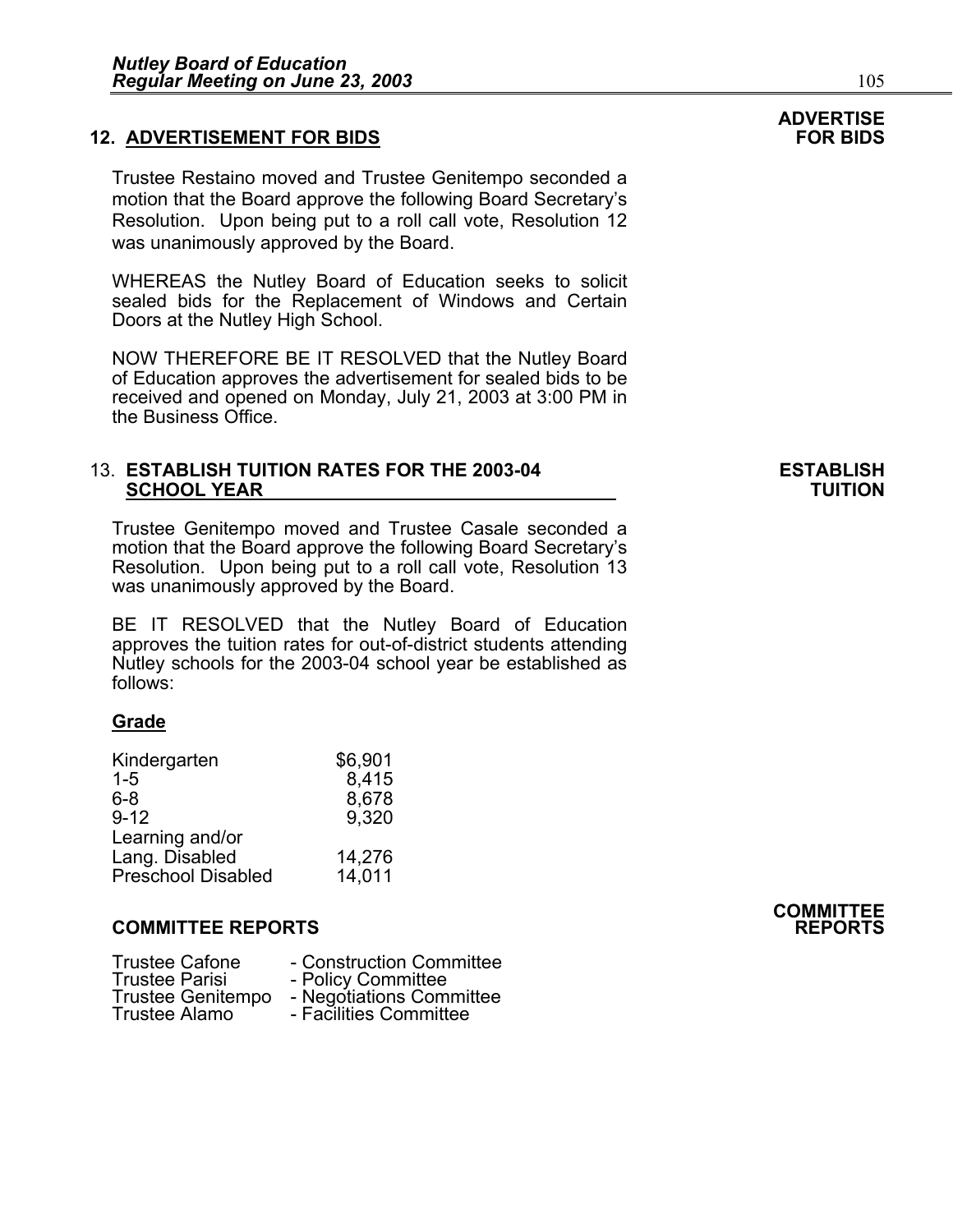## 12. ADVERTISEMENT FOR BIDS

**ADVERTISE FOR BIDS**

Trustee Restaino moved and Trustee Genitempo seconded a motion that the Board approve the following Board Secretary's Resolution. Upon being put to a roll call vote, Resolution 12 was unanimously approved by the Board.

WHEREAS the Nutley Board of Education seeks to solicit sealed bids for the Replacement of Windows and Certain Doors at the Nutley High School.

NOW THEREFORE BE IT RESOLVED that the Nutley Board of Education approves the advertisement for sealed bids to be received and opened on Monday, July 21, 2003 at 3:00 PM in the Business Office.

## 13. ESTABLISH TUITION RATES FOR THE 2003-04 SCHOOL YEAR

**ESTABLISH TUITION**

Trustee Genitempo moved and Trustee Casale seconded a motion that the Board approve the following Board Secretary's Resolution. Upon being put to a roll call vote, Resolution 13 was unanimously approved by the Board.

BE IT RESOLVED that the Nutley Board of Education approves the tuition rates for out-of-district students attending Nutley schools for the 2003-04 school year be established as follows:

| Grade | |
|---|---|
| Kindergarten | $6,901 |
| 1-5 | 8,415 |
| 6-8 | 8,678 |
| 9-12 | 9,320 |
| Learning and/or Lang. Disabled | 14,276 |
| Preschool Disabled | 14,011 |

## COMMITTEE REPORTS

**COMMITTEE REPORTS**

Trustee Cafone - Construction Committee
Trustee Parisi - Policy Committee
Trustee Genitempo - Negotiations Committee
Trustee Alamo - Facilities Committee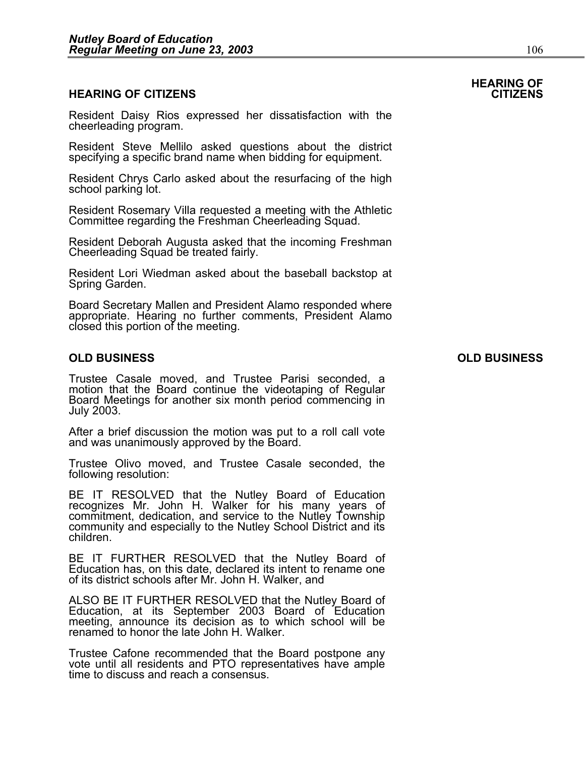## HEARING OF CITIZENS

Resident Daisy Rios expressed her dissatisfaction with the cheerleading program.

Resident Steve Mellilo asked questions about the district specifying a specific brand name when bidding for equipment.

Resident Chrys Carlo asked about the resurfacing of the high school parking lot.

Resident Rosemary Villa requested a meeting with the Athletic Committee regarding the Freshman Cheerleading Squad.

Resident Deborah Augusta asked that the incoming Freshman Cheerleading Squad be treated fairly.

Resident Lori Wiedman asked about the baseball backstop at Spring Garden.

Board Secretary Mallen and President Alamo responded where appropriate. Hearing no further comments, President Alamo closed this portion of the meeting.

## OLD BUSINESS

Trustee Casale moved, and Trustee Parisi seconded, a motion that the Board continue the videotaping of Regular Board Meetings for another six month period commencing in July 2003.

After a brief discussion the motion was put to a roll call vote and was unanimously approved by the Board.

Trustee Olivo moved, and Trustee Casale seconded, the following resolution:

BE IT RESOLVED that the Nutley Board of Education recognizes Mr. John H. Walker for his many years of commitment, dedication, and service to the Nutley Township community and especially to the Nutley School District and its children.

BE IT FURTHER RESOLVED that the Nutley Board of Education has, on this date, declared its intent to rename one of its district schools after Mr. John H. Walker, and

ALSO BE IT FURTHER RESOLVED that the Nutley Board of Education, at its September 2003 Board of Education meeting, announce its decision as to which school will be renamed to honor the late John H. Walker.

Trustee Cafone recommended that the Board postpone any vote until all residents and PTO representatives have ample time to discuss and reach a consensus.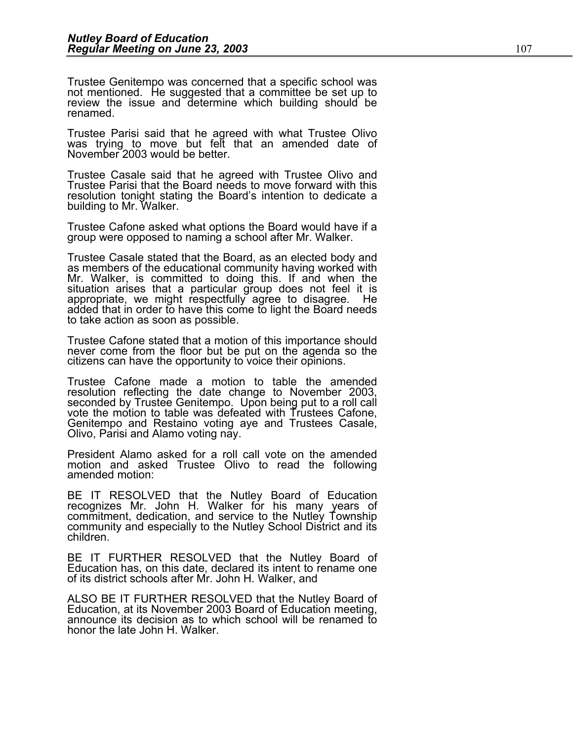Trustee Genitempo was concerned that a specific school was not mentioned. He suggested that a committee be set up to review the issue and determine which building should be renamed.

Trustee Parisi said that he agreed with what Trustee Olivo was trying to move but felt that an amended date of November 2003 would be better.

Trustee Casale said that he agreed with Trustee Olivo and Trustee Parisi that the Board needs to move forward with this resolution tonight stating the Board's intention to dedicate a building to Mr. Walker.

Trustee Cafone asked what options the Board would have if a group were opposed to naming a school after Mr. Walker.

Trustee Casale stated that the Board, as an elected body and as members of the educational community having worked with Mr. Walker, is committed to doing this. If and when the situation arises that a particular group does not feel it is appropriate, we might respectfully agree to disagree. He added that in order to have this come to light the Board needs to take action as soon as possible.

Trustee Cafone stated that a motion of this importance should never come from the floor but be put on the agenda so the citizens can have the opportunity to voice their opinions.

Trustee Cafone made a motion to table the amended resolution reflecting the date change to November 2003, seconded by Trustee Genitempo. Upon being put to a roll call vote the motion to table was defeated with Trustees Cafone, Genitempo and Restaino voting aye and Trustees Casale, Olivo, Parisi and Alamo voting nay.

President Alamo asked for a roll call vote on the amended motion and asked Trustee Olivo to read the following amended motion:

BE IT RESOLVED that the Nutley Board of Education recognizes Mr. John H. Walker for his many years of commitment, dedication, and service to the Nutley Township community and especially to the Nutley School District and its children.

BE IT FURTHER RESOLVED that the Nutley Board of Education has, on this date, declared its intent to rename one of its district schools after Mr. John H. Walker, and

ALSO BE IT FURTHER RESOLVED that the Nutley Board of Education, at its November 2003 Board of Education meeting, announce its decision as to which school will be renamed to honor the late John H. Walker.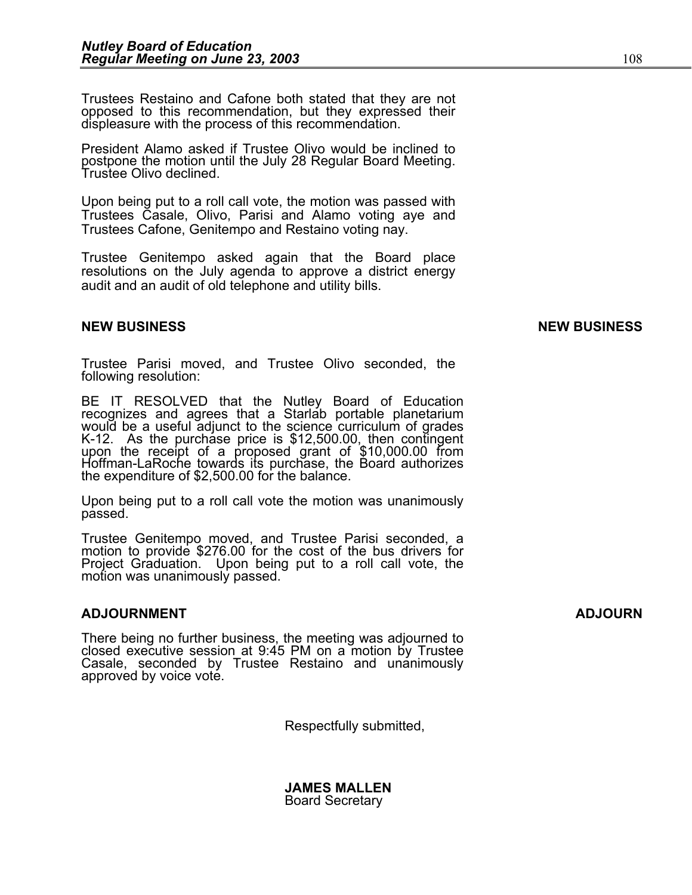Trustees Restaino and Cafone both stated that they are not opposed to this recommendation, but they expressed their displeasure with the process of this recommendation.

President Alamo asked if Trustee Olivo would be inclined to postpone the motion until the July 28 Regular Board Meeting. Trustee Olivo declined.

Upon being put to a roll call vote, the motion was passed with Trustees Casale, Olivo, Parisi and Alamo voting aye and Trustees Cafone, Genitempo and Restaino voting nay.

Trustee Genitempo asked again that the Board place resolutions on the July agenda to approve a district energy audit and an audit of old telephone and utility bills.

## NEW BUSINESS

**NEW BUSINESS**

Trustee Parisi moved, and Trustee Olivo seconded, the following resolution:

BE IT RESOLVED that the Nutley Board of Education recognizes and agrees that a Starlab portable planetarium would be a useful adjunct to the science curriculum of grades K-12. As the purchase price is $12,500.00, then contingent upon the receipt of a proposed grant of $10,000.00 from Hoffman-LaRoche towards its purchase, the Board authorizes the expenditure of $2,500.00 for the balance.

Upon being put to a roll call vote the motion was unanimously passed.

Trustee Genitempo moved, and Trustee Parisi seconded, a motion to provide $276.00 for the cost of the bus drivers for Project Graduation. Upon being put to a roll call vote, the motion was unanimously passed.

## ADJOURNMENT

**ADJOURN**

There being no further business, the meeting was adjourned to closed executive session at 9:45 PM on a motion by Trustee Casale, seconded by Trustee Restaino and unanimously approved by voice vote.

Respectfully submitted,

**JAMES MALLEN**
Board Secretary